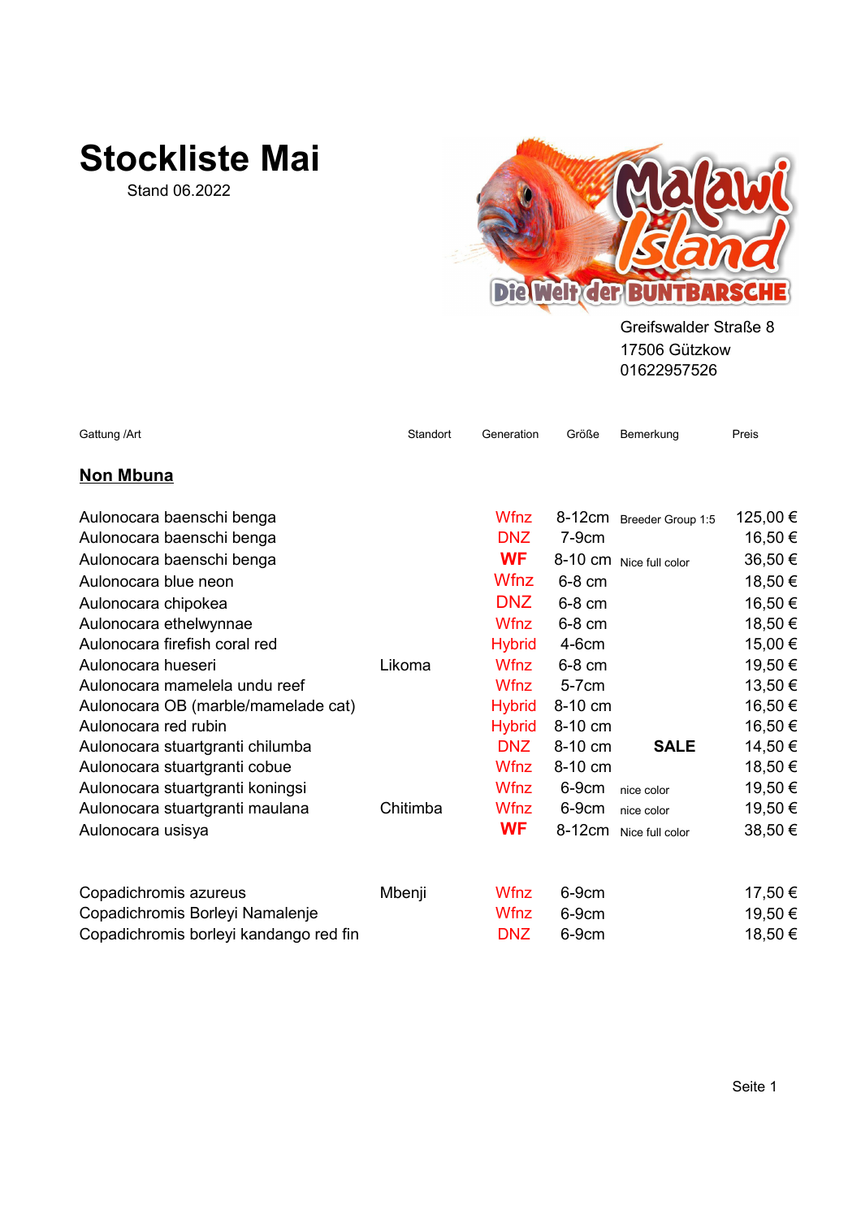# Stockliste Mai

Stand 06.2022

Greifswalder Straße 8
17506 Gützkow
01622957526

| Gattung /Art | Standort | Generation | Größe | Bemerkung | Preis |
|---|---|---|---|---|---|
| **Non Mbuna** | | | | | |
| Aulonocara baenschi benga | | Wfnz | 8-12cm | Breeder Group 1:5 | 125,00 € |
| Aulonocara baenschi benga | | DNZ | 7-9cm | | 16,50 € |
| Aulonocara baenschi benga | | **WF** | 8-10 cm | Nice full color | 36,50 € |
| Aulonocara blue neon | | Wfnz | 6-8 cm | | 18,50 € |
| Aulonocara chipokea | | DNZ | 6-8 cm | | 16,50 € |
| Aulonocara ethelwynnae | | Wfnz | 6-8 cm | | 18,50 € |
| Aulonocara firefish coral red | | Hybrid | 4-6cm | | 15,00 € |
| Aulonocara hueseri | Likoma | Wfnz | 6-8 cm | | 19,50 € |
| Aulonocara mamelela undu reef | | Wfnz | 5-7cm | | 13,50 € |
| Aulonocara OB (marble/mamelade cat) | | Hybrid | 8-10 cm | | 16,50 € |
| Aulonocara red rubin | | Hybrid | 8-10 cm | | 16,50 € |
| Aulonocara stuartgranti chilumba | | DNZ | 8-10 cm | **SALE** | 14,50 € |
| Aulonocara stuartgranti cobue | | Wfnz | 8-10 cm | | 18,50 € |
| Aulonocara stuartgranti koningsi | | Wfnz | 6-9cm | nice color | 19,50 € |
| Aulonocara stuartgranti maulana | Chitimba | Wfnz | 6-9cm | nice color | 19,50 € |
| Aulonocara usisya | | **WF** | 8-12cm | Nice full color | 38,50 € |
| | | | | | |
| Copadichromis azureus | Mbenji | Wfnz | 6-9cm | | 17,50 € |
| Copadichromis Borleyi Namalenje | | Wfnz | 6-9cm | | 19,50 € |
| Copadichromis borleyi kandango red fin | | DNZ | 6-9cm | | 18,50 € |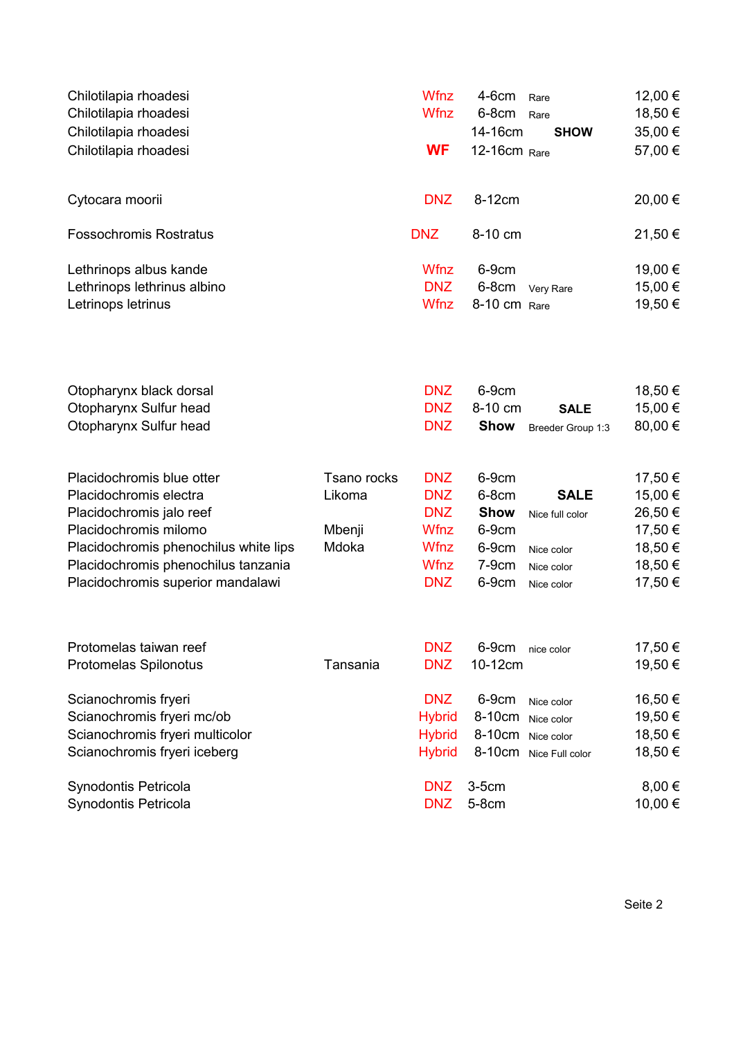| Species | Location | Origin | Size | Note | Price |
|---|---|---|---|---|---|
| Chilotilapia rhoadesi | | Wfnz | 4-6cm | Rare | 12,00 € |
| Chilotilapia rhoadesi | | Wfnz | 6-8cm | Rare | 18,50 € |
| Chilotilapia rhoadesi | | | 14-16cm | **SHOW** | 35,00 € |
| Chilotilapia rhoadesi | | **WF** | 12-16cm | Rare | 57,00 € |
| | | | | | |
| Cytocara moorii | | DNZ | 8-12cm | | 20,00 € |
| | | | | | |
| Fossochromis Rostratus | | DNZ | 8-10 cm | | 21,50 € |
| | | | | | |
| Lethrinops albus kande | | Wfnz | 6-9cm | | 19,00 € |
| Lethrinops lethrinus albino | | DNZ | 6-8cm | Very Rare | 15,00 € |
| Letrinops letrinus | | Wfnz | 8-10 cm | Rare | 19,50 € |
| | | | | | |
| Otopharynx black dorsal | | DNZ | 6-9cm | | 18,50 € |
| Otopharynx Sulfur head | | DNZ | 8-10 cm | **SALE** | 15,00 € |
| Otopharynx Sulfur head | | DNZ | **Show** | Breeder Group 1:3 | 80,00 € |
| | | | | | |
| Placidochromis blue otter | Tsano rocks | DNZ | 6-9cm | | 17,50 € |
| Placidochromis electra | Likoma | DNZ | 6-8cm | **SALE** | 15,00 € |
| Placidochromis jalo reef | | DNZ | **Show** | Nice full color | 26,50 € |
| Placidochromis milomo | Mbenji | Wfnz | 6-9cm | | 17,50 € |
| Placidochromis phenochilus white lips | Mdoka | Wfnz | 6-9cm | Nice color | 18,50 € |
| Placidochromis phenochilus tanzania | | Wfnz | 7-9cm | Nice color | 18,50 € |
| Placidochromis superior mandalawi | | DNZ | 6-9cm | Nice color | 17,50 € |
| | | | | | |
| Protomelas taiwan reef | | DNZ | 6-9cm | nice color | 17,50 € |
| Protomelas Spilonotus | Tansania | DNZ | 10-12cm | | 19,50 € |
| | | | | | |
| Scianochromis fryeri | | DNZ | 6-9cm | Nice color | 16,50 € |
| Scianochromis fryeri mc/ob | | Hybrid | 8-10cm | Nice color | 19,50 € |
| Scianochromis fryeri multicolor | | Hybrid | 8-10cm | Nice color | 18,50 € |
| Scianochromis fryeri iceberg | | Hybrid | 8-10cm | Nice Full color | 18,50 € |
| | | | | | |
| Synodontis Petricola | | DNZ | 3-5cm | | 8,00 € |
| Synodontis Petricola | | DNZ | 5-8cm | | 10,00 € |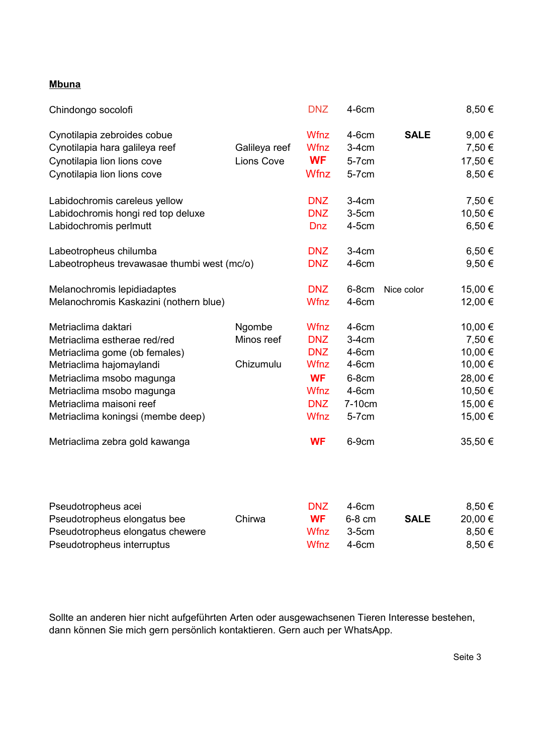## Mbuna

| Art | Fundort | Herkunft | Größe | Info | Preis |
|---|---|---|---|---|---|
| Chindongo socolofi | | DNZ | 4-6cm | | 8,50 € |
| Cynotilapia zebroides cobue | | Wfnz | 4-6cm | **SALE** | 9,00 € |
| Cynotilapia hara galileya reef | Galileya reef | Wfnz | 3-4cm | | 7,50 € |
| Cynotilapia lion lions cove | Lions Cove | **WF** | 5-7cm | | 17,50 € |
| Cynotilapia lion lions cove | | Wfnz | 5-7cm | | 8,50 € |
| Labidochromis careleus yellow | | DNZ | 3-4cm | | 7,50 € |
| Labidochromis hongi red top deluxe | | DNZ | 3-5cm | | 10,50 € |
| Labidochromis perlmutt | | Dnz | 4-5cm | | 6,50 € |
| Labeotropheus chilumba | | DNZ | 3-4cm | | 6,50 € |
| Labeotropheus trevawasae thumbi west (mc/o) | | DNZ | 4-6cm | | 9,50 € |
| Melanochromis lepidiadaptes | | DNZ | 6-8cm | Nice color | 15,00 € |
| Melanochromis Kaskazini (nothern blue) | | Wfnz | 4-6cm | | 12,00 € |
| Metriaclima daktari | Ngombe | Wfnz | 4-6cm | | 10,00 € |
| Metriaclima estherae red/red | Minos reef | DNZ | 3-4cm | | 7,50 € |
| Metriaclima gome (ob females) | | DNZ | 4-6cm | | 10,00 € |
| Metriaclima hajomaylandi | Chizumulu | Wfnz | 4-6cm | | 10,00 € |
| Metriaclima msobo magunga | | **WF** | 6-8cm | | 28,00 € |
| Metriaclima msobo magunga | | Wfnz | 4-6cm | | 10,50 € |
| Metriaclima maisoni reef | | DNZ | 7-10cm | | 15,00 € |
| Metriaclima koningsi (membe deep) | | Wfnz | 5-7cm | | 15,00 € |
| Metriaclima zebra gold kawanga | | **WF** | 6-9cm | | 35,50 € |
| Pseudotropheus acei | | DNZ | 4-6cm | | 8,50 € |
| Pseudotropheus elongatus bee | Chirwa | **WF** | 6-8 cm | **SALE** | 20,00 € |
| Pseudotropheus elongatus chewere | | Wfnz | 3-5cm | | 8,50 € |
| Pseudotropheus interruptus | | Wfnz | 4-6cm | | 8,50 € |

Sollte an anderen hier nicht aufgeführten Arten oder ausgewachsenen Tieren Interesse bestehen, dann können Sie mich gern persönlich kontaktieren. Gern auch per WhatsApp.